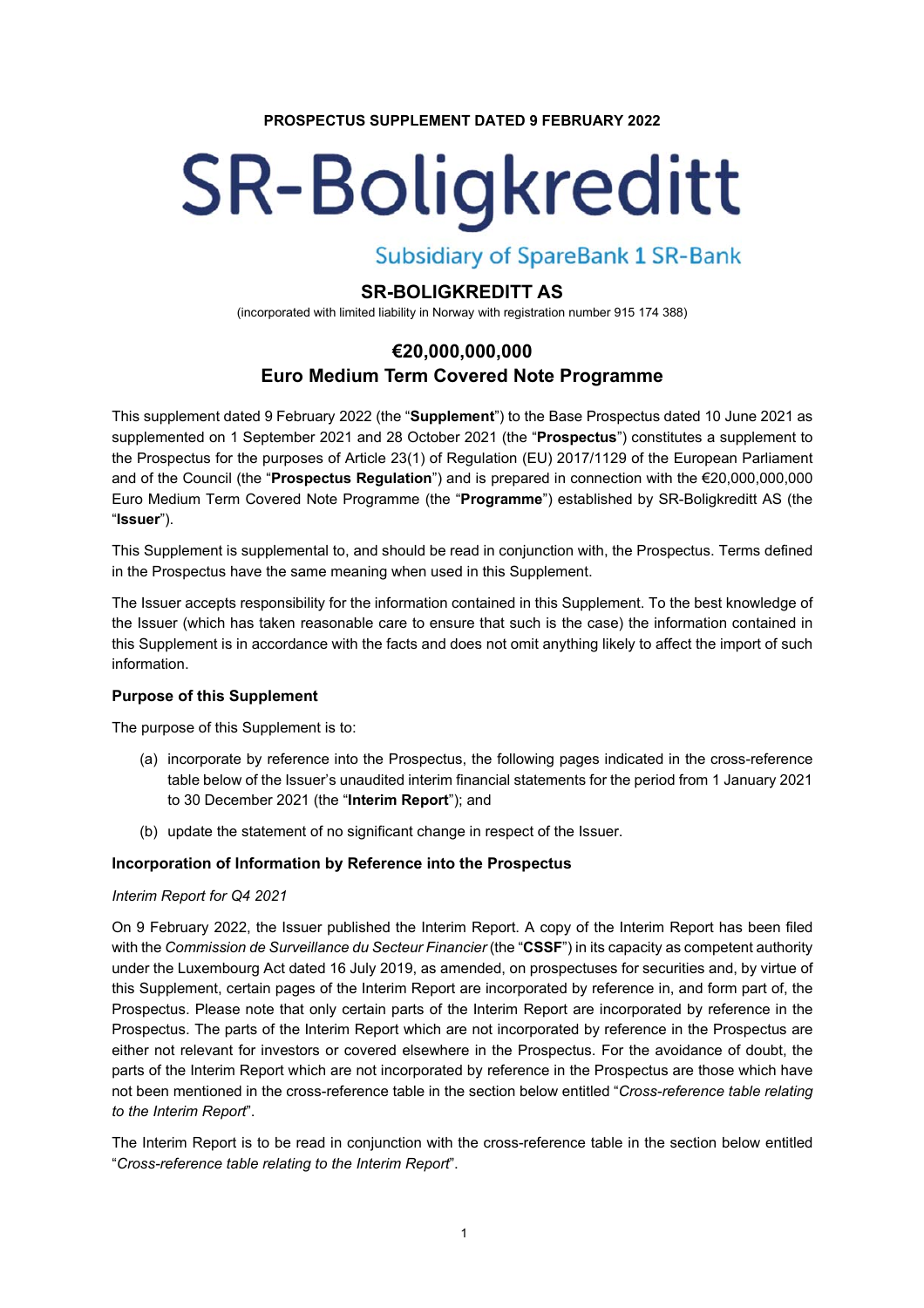**PROSPECTUS SUPPLEMENT DATED 9 FEBRUARY 2022**

# SR-Boligkreditt

Subsidiary of SpareBank 1 SR-Bank

## SR-BOLIGKREDITT AS

(incorporated with limited liability in Norway with registration number 915 174 388)

## €20,000,000,000
## Euro Medium Term Covered Note Programme

This supplement dated 9 February 2022 (the "**Supplement**") to the Base Prospectus dated 10 June 2021 as supplemented on 1 September 2021 and 28 October 2021 (the "**Prospectus**") constitutes a supplement to the Prospectus for the purposes of Article 23(1) of Regulation (EU) 2017/1129 of the European Parliament and of the Council (the "**Prospectus Regulation**") and is prepared in connection with the €20,000,000,000 Euro Medium Term Covered Note Programme (the "**Programme**") established by SR-Boligkreditt AS (the "**Issuer**").

This Supplement is supplemental to, and should be read in conjunction with, the Prospectus. Terms defined in the Prospectus have the same meaning when used in this Supplement.

The Issuer accepts responsibility for the information contained in this Supplement. To the best knowledge of the Issuer (which has taken reasonable care to ensure that such is the case) the information contained in this Supplement is in accordance with the facts and does not omit anything likely to affect the import of such information.

### Purpose of this Supplement

The purpose of this Supplement is to:

(a) incorporate by reference into the Prospectus, the following pages indicated in the cross-reference table below of the Issuer's unaudited interim financial statements for the period from 1 January 2021 to 30 December 2021 (the "**Interim Report**"); and

(b) update the statement of no significant change in respect of the Issuer.

### Incorporation of Information by Reference into the Prospectus

*Interim Report for Q4 2021*

On 9 February 2022, the Issuer published the Interim Report. A copy of the Interim Report has been filed with the *Commission de Surveillance du Secteur Financier* (the "**CSSF**") in its capacity as competent authority under the Luxembourg Act dated 16 July 2019, as amended, on prospectuses for securities and, by virtue of this Supplement, certain pages of the Interim Report are incorporated by reference in, and form part of, the Prospectus. Please note that only certain parts of the Interim Report are incorporated by reference in the Prospectus. The parts of the Interim Report which are not incorporated by reference in the Prospectus are either not relevant for investors or covered elsewhere in the Prospectus. For the avoidance of doubt, the parts of the Interim Report which are not incorporated by reference in the Prospectus are those which have not been mentioned in the cross-reference table in the section below entitled "*Cross-reference table relating to the Interim Report*".

The Interim Report is to be read in conjunction with the cross-reference table in the section below entitled "*Cross-reference table relating to the Interim Report*".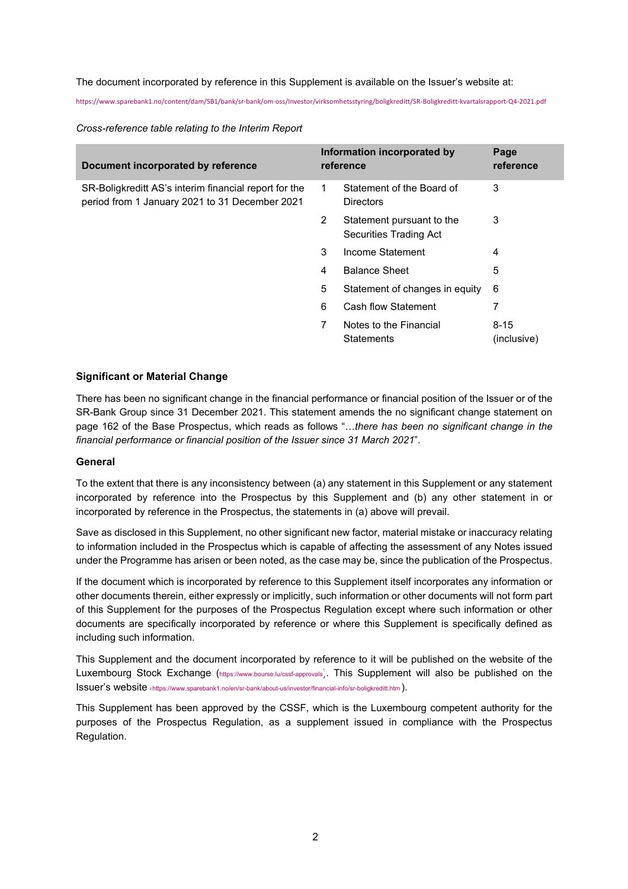The document incorporated by reference in this Supplement is available on the Issuer's website at:

https://www.sparebank1.no/content/dam/SB1/bank/sr-bank/om-oss/Investor/virksomhetsstyring/boligkreditt/SR-Boligkreditt-kvartalsrapport-Q4-2021.pdf

*Cross-reference table relating to the Interim Report*

| Document incorporated by reference | Information incorporated by reference | | Page reference |
|---|---|---|---|
| SR-Boligkreditt AS's interim financial report for the period from 1 January 2021 to 31 December 2021 | 1 | Statement of the Board of Directors | 3 |
| | 2 | Statement pursuant to the Securities Trading Act | 3 |
| | 3 | Income Statement | 4 |
| | 4 | Balance Sheet | 5 |
| | 5 | Statement of changes in equity | 6 |
| | 6 | Cash flow Statement | 7 |
| | 7 | Notes to the Financial Statements | 8-15 (inclusive) |

**Significant or Material Change**

There has been no significant change in the financial performance or financial position of the Issuer or of the SR-Bank Group since 31 December 2021. This statement amends the no significant change statement on page 162 of the Base Prospectus, which reads as follows "*…there has been no significant change in the financial performance or financial position of the Issuer since 31 March 2021*".

**General**

To the extent that there is any inconsistency between (a) any statement in this Supplement or any statement incorporated by reference into the Prospectus by this Supplement and (b) any other statement in or incorporated by reference in the Prospectus, the statements in (a) above will prevail.

Save as disclosed in this Supplement, no other significant new factor, material mistake or inaccuracy relating to information included in the Prospectus which is capable of affecting the assessment of any Notes issued under the Programme has arisen or been noted, as the case may be, since the publication of the Prospectus.

If the document which is incorporated by reference to this Supplement itself incorporates any information or other documents therein, either expressly or implicitly, such information or other documents will not form part of this Supplement for the purposes of the Prospectus Regulation except where such information or other documents are specifically incorporated by reference or where this Supplement is specifically defined as including such information.

This Supplement and the document incorporated by reference to it will be published on the website of the Luxembourg Stock Exchange (https://www.bourse.lu/cssf-approvals). This Supplement will also be published on the Issuer's website (https://www.sparebank1.no/en/sr-bank/about-us/investor/financial-info/sr-boligkreditt.htm).

This Supplement has been approved by the CSSF, which is the Luxembourg competent authority for the purposes of the Prospectus Regulation, as a supplement issued in compliance with the Prospectus Regulation.